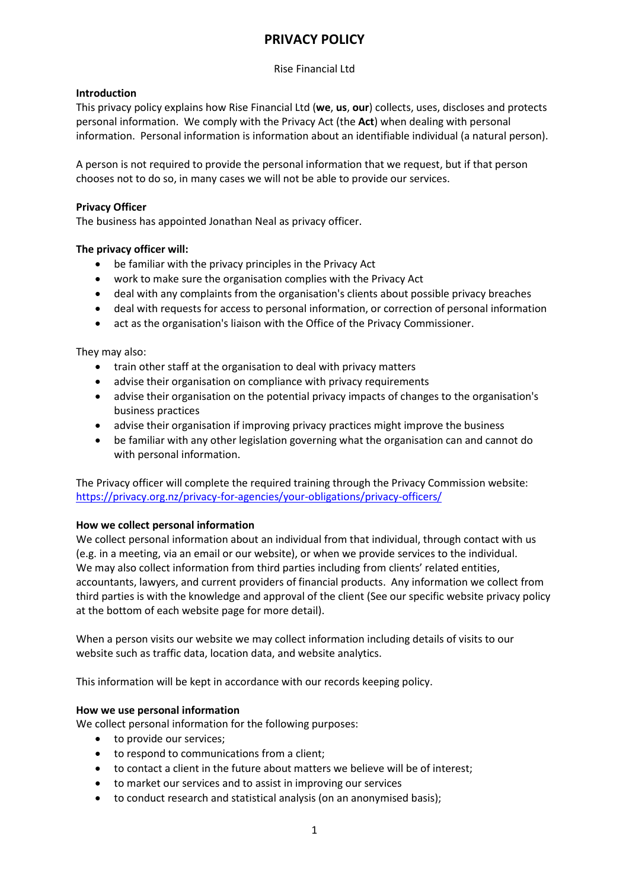# PRIVACY POLICY

Rise Financial Ltd

**Introduction**

This privacy policy explains how Rise Financial Ltd (**we**, **us**, **our**) collects, uses, discloses and protects personal information. We comply with the Privacy Act (the **Act**) when dealing with personal information. Personal information is information about an identifiable individual (a natural person).

A person is not required to provide the personal information that we request, but if that person chooses not to do so, in many cases we will not be able to provide our services.

**Privacy Officer**

The business has appointed Jonathan Neal as privacy officer.

**The privacy officer will:**

- be familiar with the privacy principles in the Privacy Act
- work to make sure the organisation complies with the Privacy Act
- deal with any complaints from the organisation's clients about possible privacy breaches
- deal with requests for access to personal information, or correction of personal information
- act as the organisation's liaison with the Office of the Privacy Commissioner.

They may also:

- train other staff at the organisation to deal with privacy matters
- advise their organisation on compliance with privacy requirements
- advise their organisation on the potential privacy impacts of changes to the organisation's business practices
- advise their organisation if improving privacy practices might improve the business
- be familiar with any other legislation governing what the organisation can and cannot do with personal information.

The Privacy officer will complete the required training through the Privacy Commission website: [https://privacy.org.nz/privacy-for-agencies/your-obligations/privacy-officers/](https://privacy.org.nz/privacy-for-agencies/your-obligations/privacy-officers/)

**How we collect personal information**

We collect personal information about an individual from that individual, through contact with us (e.g. in a meeting, via an email or our website), or when we provide services to the individual. We may also collect information from third parties including from clients' related entities, accountants, lawyers, and current providers of financial products. Any information we collect from third parties is with the knowledge and approval of the client (See our specific website privacy policy at the bottom of each website page for more detail).

When a person visits our website we may collect information including details of visits to our website such as traffic data, location data, and website analytics.

This information will be kept in accordance with our records keeping policy.

**How we use personal information**

We collect personal information for the following purposes:

- to provide our services;
- to respond to communications from a client;
- to contact a client in the future about matters we believe will be of interest;
- to market our services and to assist in improving our services
- to conduct research and statistical analysis (on an anonymised basis);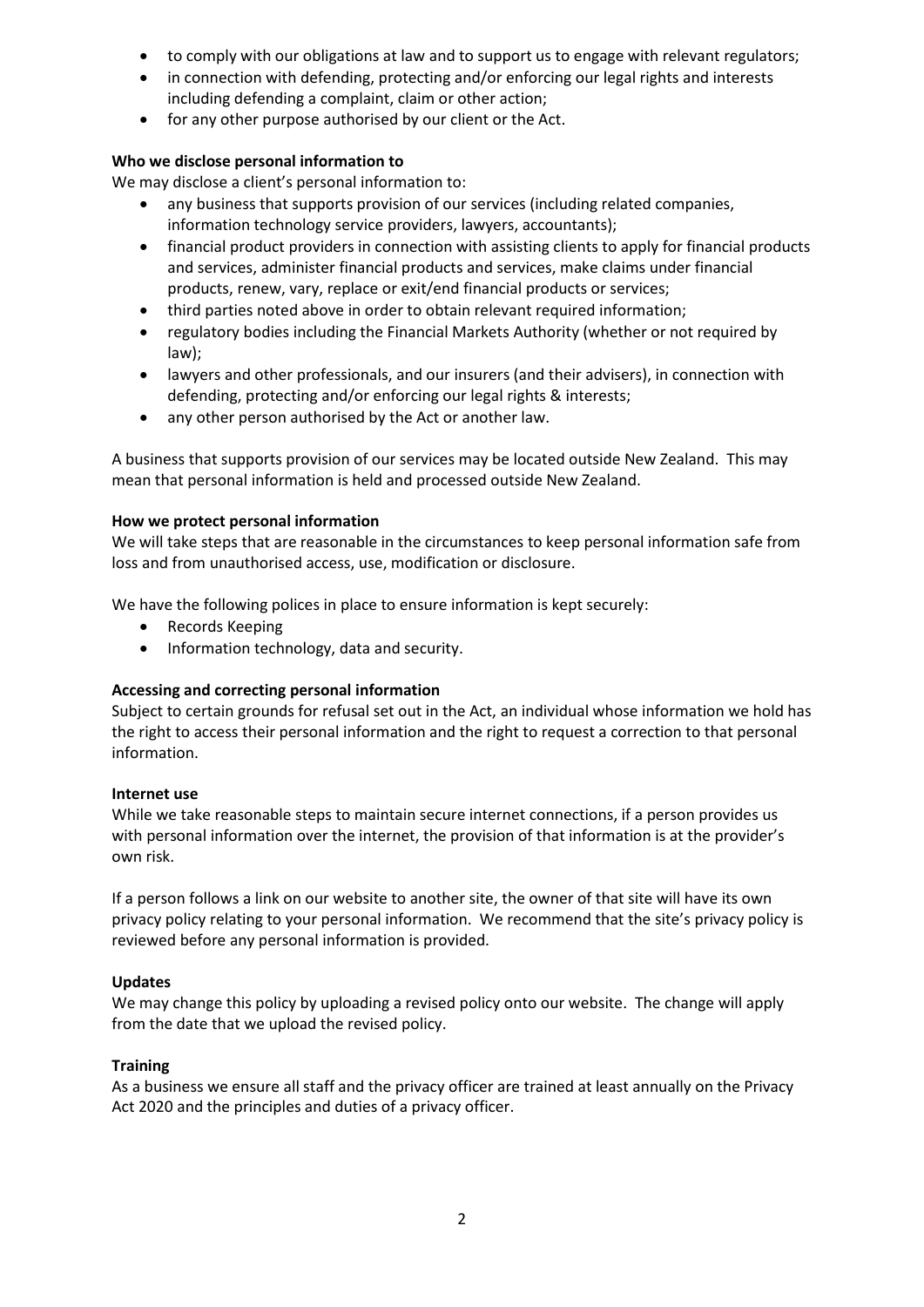- to comply with our obligations at law and to support us to engage with relevant regulators;
- in connection with defending, protecting and/or enforcing our legal rights and interests including defending a complaint, claim or other action;
- for any other purpose authorised by our client or the Act.

**Who we disclose personal information to**

We may disclose a client's personal information to:

- any business that supports provision of our services (including related companies, information technology service providers, lawyers, accountants);
- financial product providers in connection with assisting clients to apply for financial products and services, administer financial products and services, make claims under financial products, renew, vary, replace or exit/end financial products or services;
- third parties noted above in order to obtain relevant required information;
- regulatory bodies including the Financial Markets Authority (whether or not required by law);
- lawyers and other professionals, and our insurers (and their advisers), in connection with defending, protecting and/or enforcing our legal rights & interests;
- any other person authorised by the Act or another law.

A business that supports provision of our services may be located outside New Zealand. This may mean that personal information is held and processed outside New Zealand.

**How we protect personal information**

We will take steps that are reasonable in the circumstances to keep personal information safe from loss and from unauthorised access, use, modification or disclosure.

We have the following polices in place to ensure information is kept securely:

- Records Keeping
- Information technology, data and security.

**Accessing and correcting personal information**

Subject to certain grounds for refusal set out in the Act, an individual whose information we hold has the right to access their personal information and the right to request a correction to that personal information.

**Internet use**

While we take reasonable steps to maintain secure internet connections, if a person provides us with personal information over the internet, the provision of that information is at the provider's own risk.

If a person follows a link on our website to another site, the owner of that site will have its own privacy policy relating to your personal information. We recommend that the site's privacy policy is reviewed before any personal information is provided.

**Updates**

We may change this policy by uploading a revised policy onto our website. The change will apply from the date that we upload the revised policy.

**Training**

As a business we ensure all staff and the privacy officer are trained at least annually on the Privacy Act 2020 and the principles and duties of a privacy officer.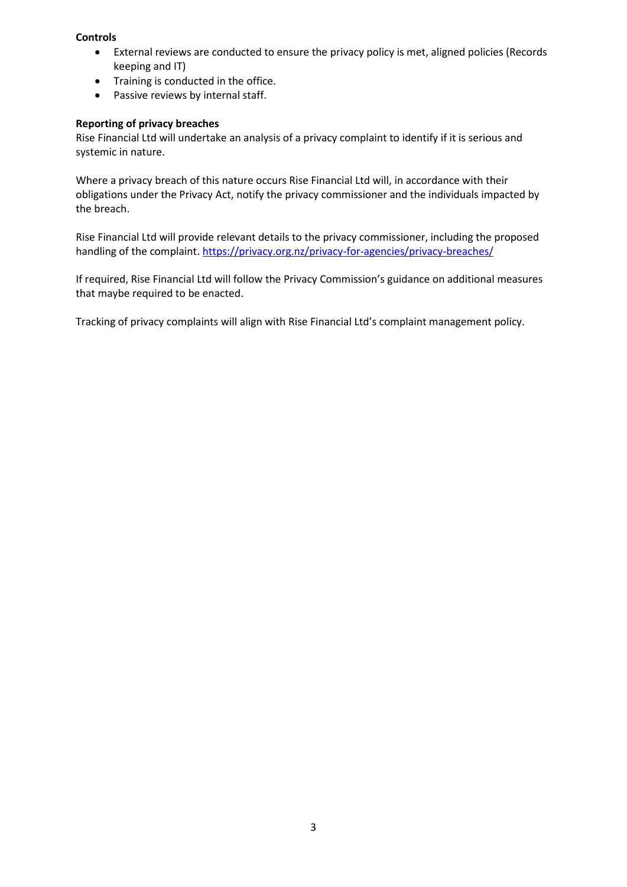**Controls**

- External reviews are conducted to ensure the privacy policy is met, aligned policies (Records keeping and IT)
- Training is conducted in the office.
- Passive reviews by internal staff.

**Reporting of privacy breaches**

Rise Financial Ltd will undertake an analysis of a privacy complaint to identify if it is serious and systemic in nature.

Where a privacy breach of this nature occurs Rise Financial Ltd will, in accordance with their obligations under the Privacy Act, notify the privacy commissioner and the individuals impacted by the breach.

Rise Financial Ltd will provide relevant details to the privacy commissioner, including the proposed handling of the complaint. [https://privacy.org.nz/privacy-for-agencies/privacy-breaches/](https://privacy.org.nz/privacy-for-agencies/privacy-breaches/)

If required, Rise Financial Ltd will follow the Privacy Commission's guidance on additional measures that maybe required to be enacted.

Tracking of privacy complaints will align with Rise Financial Ltd's complaint management policy.